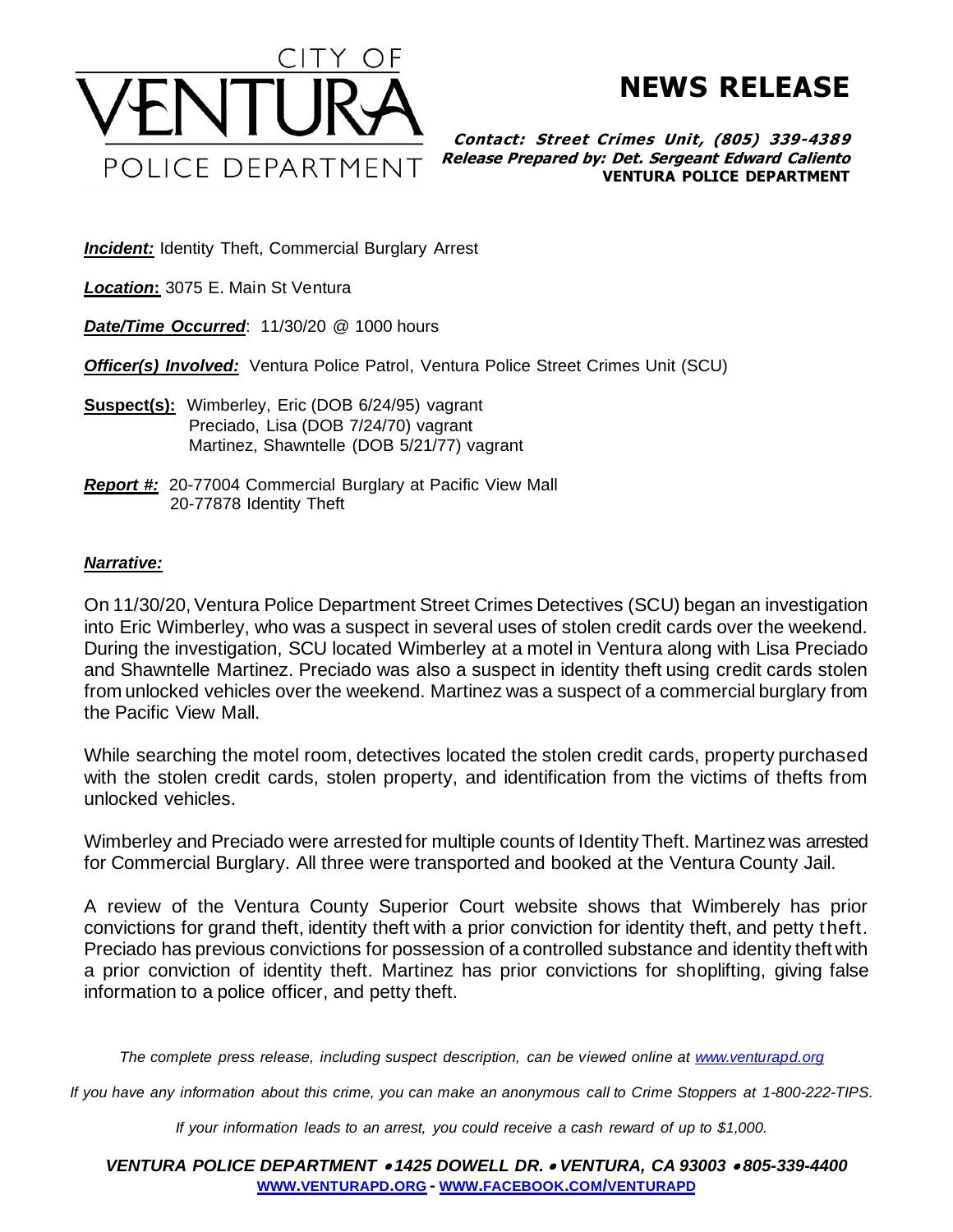CITY OF
VENTURA
POLICE DEPARTMENT

# NEWS RELEASE

***Contact: Street Crimes Unit, (805) 339-4389***
***Release Prepared by: Det. Sergeant Edward Caliento***
**VENTURA POLICE DEPARTMENT**

***Incident:*** Identity Theft, Commercial Burglary Arrest

***Location*:** 3075 E. Main St Ventura

***Date/Time Occurred***: 11/30/20 @ 1000 hours

***Officer(s) Involved:*** Ventura Police Patrol, Ventura Police Street Crimes Unit (SCU)

**Suspect(s):** Wimberley, Eric (DOB 6/24/95) vagrant
Preciado, Lisa (DOB 7/24/70) vagrant
Martinez, Shawntelle (DOB 5/21/77) vagrant

***Report #:*** 20-77004 Commercial Burglary at Pacific View Mall
20-77878 Identity Theft

***Narrative:***

On 11/30/20, Ventura Police Department Street Crimes Detectives (SCU) began an investigation into Eric Wimberley, who was a suspect in several uses of stolen credit cards over the weekend. During the investigation, SCU located Wimberley at a motel in Ventura along with Lisa Preciado and Shawntelle Martinez. Preciado was also a suspect in identity theft using credit cards stolen from unlocked vehicles over the weekend. Martinez was a suspect of a commercial burglary from the Pacific View Mall.

While searching the motel room, detectives located the stolen credit cards, property purchased with the stolen credit cards, stolen property, and identification from the victims of thefts from unlocked vehicles.

Wimberley and Preciado were arrested for multiple counts of Identity Theft. Martinez was arrested for Commercial Burglary. All three were transported and booked at the Ventura County Jail.

A review of the Ventura County Superior Court website shows that Wimberely has prior convictions for grand theft, identity theft with a prior conviction for identity theft, and petty theft. Preciado has previous convictions for possession of a controlled substance and identity theft with a prior conviction of identity theft. Martinez has prior convictions for shoplifting, giving false information to a police officer, and petty theft.

*The complete press release, including suspect description, can be viewed online at www.venturapd.org*

*If you have any information about this crime, you can make an anonymous call to Crime Stoppers at 1-800-222-TIPS.*

*If your information leads to an arrest, you could receive a cash reward of up to $1,000.*

***VENTURA POLICE DEPARTMENT • 1425 DOWELL DR. • VENTURA, CA 93003 • 805-339-4400***
**WWW.VENTURAPD.ORG - WWW.FACEBOOK.COM/VENTURAPD**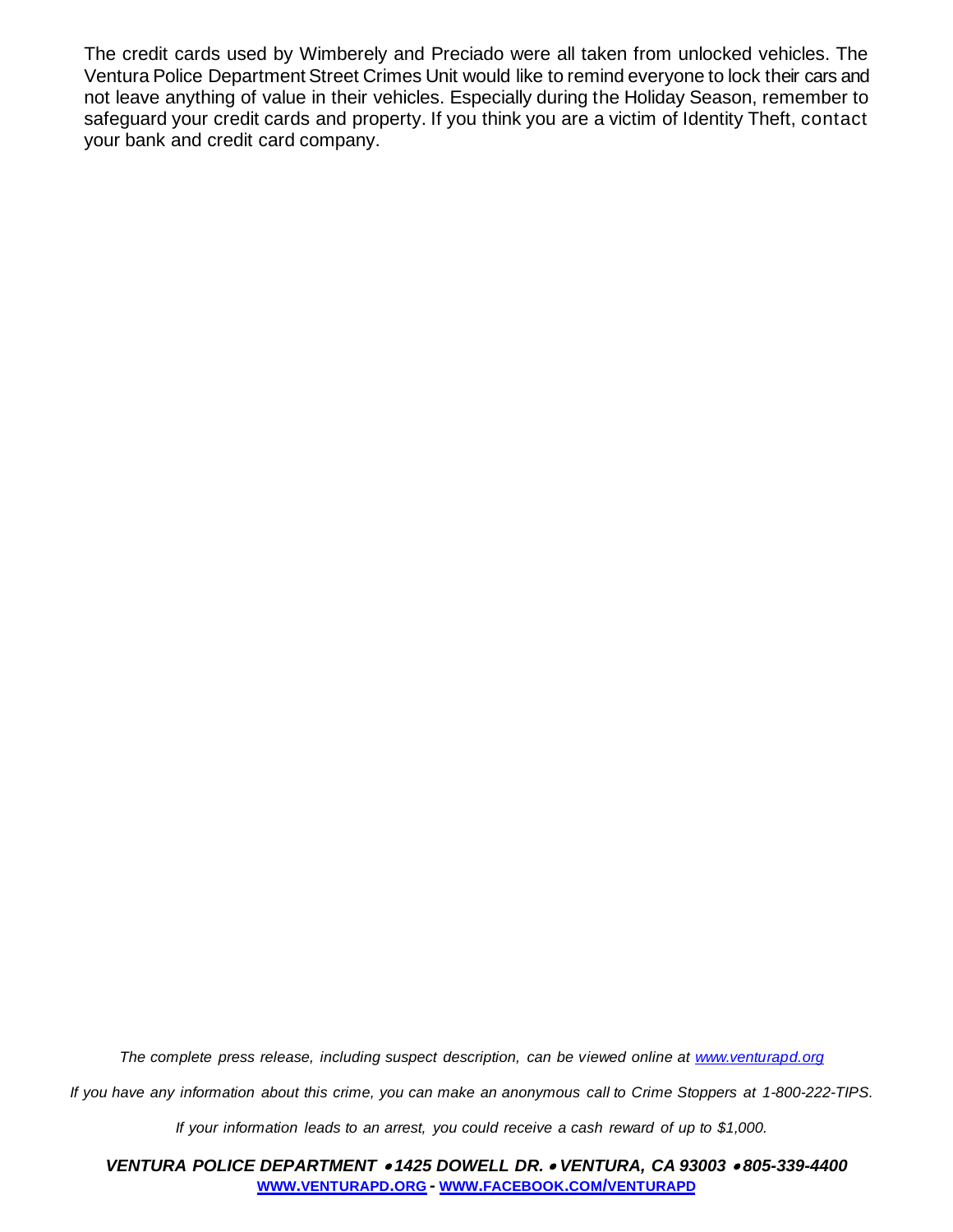The credit cards used by Wimberely and Preciado were all taken from unlocked vehicles. The Ventura Police Department Street Crimes Unit would like to remind everyone to lock their cars and not leave anything of value in their vehicles. Especially during the Holiday Season, remember to safeguard your credit cards and property. If you think you are a victim of Identity Theft, contact your bank and credit card company.

*The complete press release, including suspect description, can be viewed online at [www.venturapd.org](http://www.venturapd.org)*

*If you have any information about this crime, you can make an anonymous call to Crime Stoppers at 1-800-222-TIPS.*

*If your information leads to an arrest, you could receive a cash reward of up to $1,000.*

***VENTURA POLICE DEPARTMENT • 1425 DOWELL DR. • VENTURA, CA 93003 • 805-339-4400***

**[WWW.VENTURAPD.ORG](http://www.venturapd.org) - [WWW.FACEBOOK.COM/VENTURAPD](http://www.facebook.com/venturapd)**